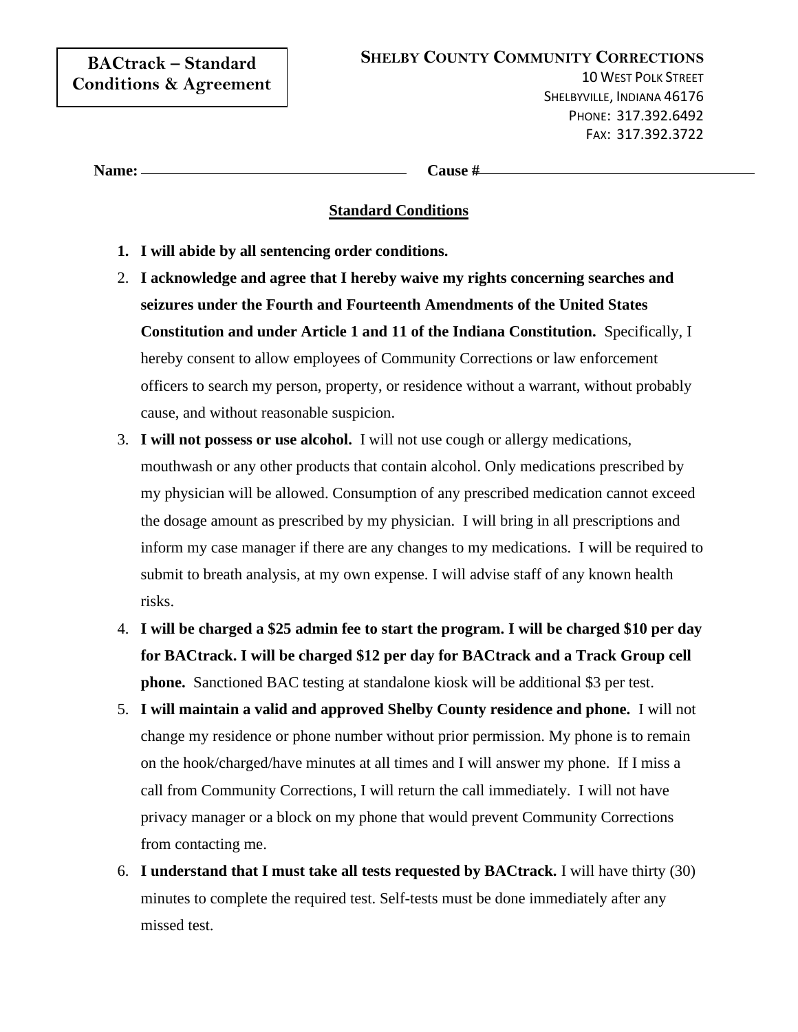**BACtrack – Standard Conditions & Agreement**

**SHELBY COUNTY COMMUNITY CORRECTIONS**
10 WEST POLK STREET
SHELBYVILLE, INDIANA 46176
PHONE: 317.392.6492
FAX: 317.392.3722

**Name:** ______________________ **Cause #** ______________________

## Standard Conditions

1. **I will abide by all sentencing order conditions.**
2. **I acknowledge and agree that I hereby waive my rights concerning searches and seizures under the Fourth and Fourteenth Amendments of the United States Constitution and under Article 1 and 11 of the Indiana Constitution.** Specifically, I hereby consent to allow employees of Community Corrections or law enforcement officers to search my person, property, or residence without a warrant, without probably cause, and without reasonable suspicion.
3. **I will not possess or use alcohol.** I will not use cough or allergy medications, mouthwash or any other products that contain alcohol. Only medications prescribed by my physician will be allowed. Consumption of any prescribed medication cannot exceed the dosage amount as prescribed by my physician. I will bring in all prescriptions and inform my case manager if there are any changes to my medications. I will be required to submit to breath analysis, at my own expense. I will advise staff of any known health risks.
4. **I will be charged a $25 admin fee to start the program. I will be charged $10 per day for BACtrack. I will be charged $12 per day for BACtrack and a Track Group cell phone.** Sanctioned BAC testing at standalone kiosk will be additional $3 per test.
5. **I will maintain a valid and approved Shelby County residence and phone.** I will not change my residence or phone number without prior permission. My phone is to remain on the hook/charged/have minutes at all times and I will answer my phone. If I miss a call from Community Corrections, I will return the call immediately. I will not have privacy manager or a block on my phone that would prevent Community Corrections from contacting me.
6. **I understand that I must take all tests requested by BACtrack.** I will have thirty (30) minutes to complete the required test. Self-tests must be done immediately after any missed test.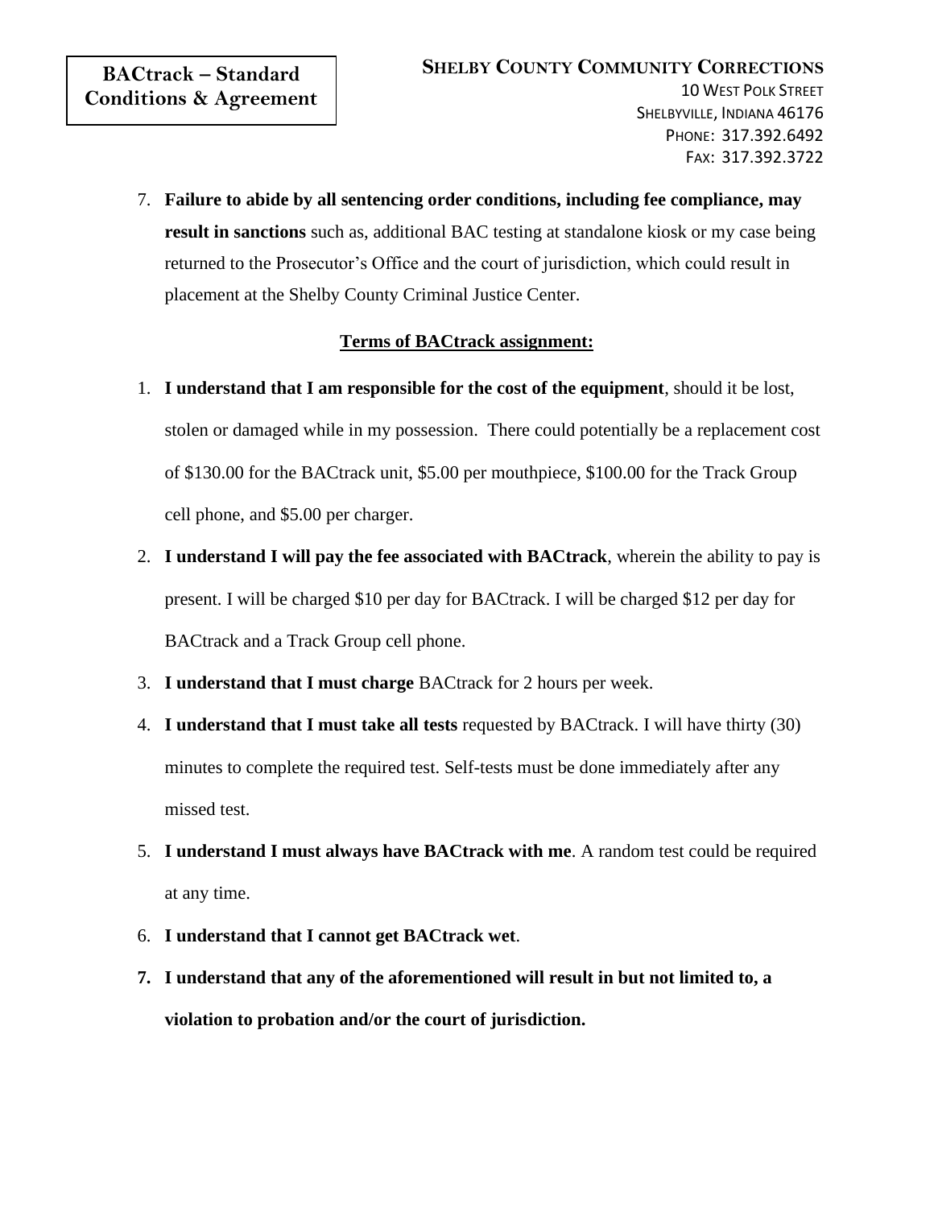**BACtrack – Standard Conditions & Agreement**

**SHELBY COUNTY COMMUNITY CORRECTIONS**
10 WEST POLK STREET
SHELBYVILLE, INDIANA 46176
PHONE: 317.392.6492
FAX: 317.392.3722

7. **Failure to abide by all sentencing order conditions, including fee compliance, may result in sanctions** such as, additional BAC testing at standalone kiosk or my case being returned to the Prosecutor's Office and the court of jurisdiction, which could result in placement at the Shelby County Criminal Justice Center.

**Terms of BACtrack assignment:**

1. **I understand that I am responsible for the cost of the equipment**, should it be lost, stolen or damaged while in my possession. There could potentially be a replacement cost of $130.00 for the BACtrack unit, $5.00 per mouthpiece, $100.00 for the Track Group cell phone, and $5.00 per charger.
2. **I understand I will pay the fee associated with BACtrack**, wherein the ability to pay is present. I will be charged $10 per day for BACtrack. I will be charged $12 per day for BACtrack and a Track Group cell phone.
3. **I understand that I must charge** BACtrack for 2 hours per week.
4. **I understand that I must take all tests** requested by BACtrack. I will have thirty (30) minutes to complete the required test. Self-tests must be done immediately after any missed test.
5. **I understand I must always have BACtrack with me**. A random test could be required at any time.
6. **I understand that I cannot get BACtrack wet**.
7. **I understand that any of the aforementioned will result in but not limited to, a violation to probation and/or the court of jurisdiction.**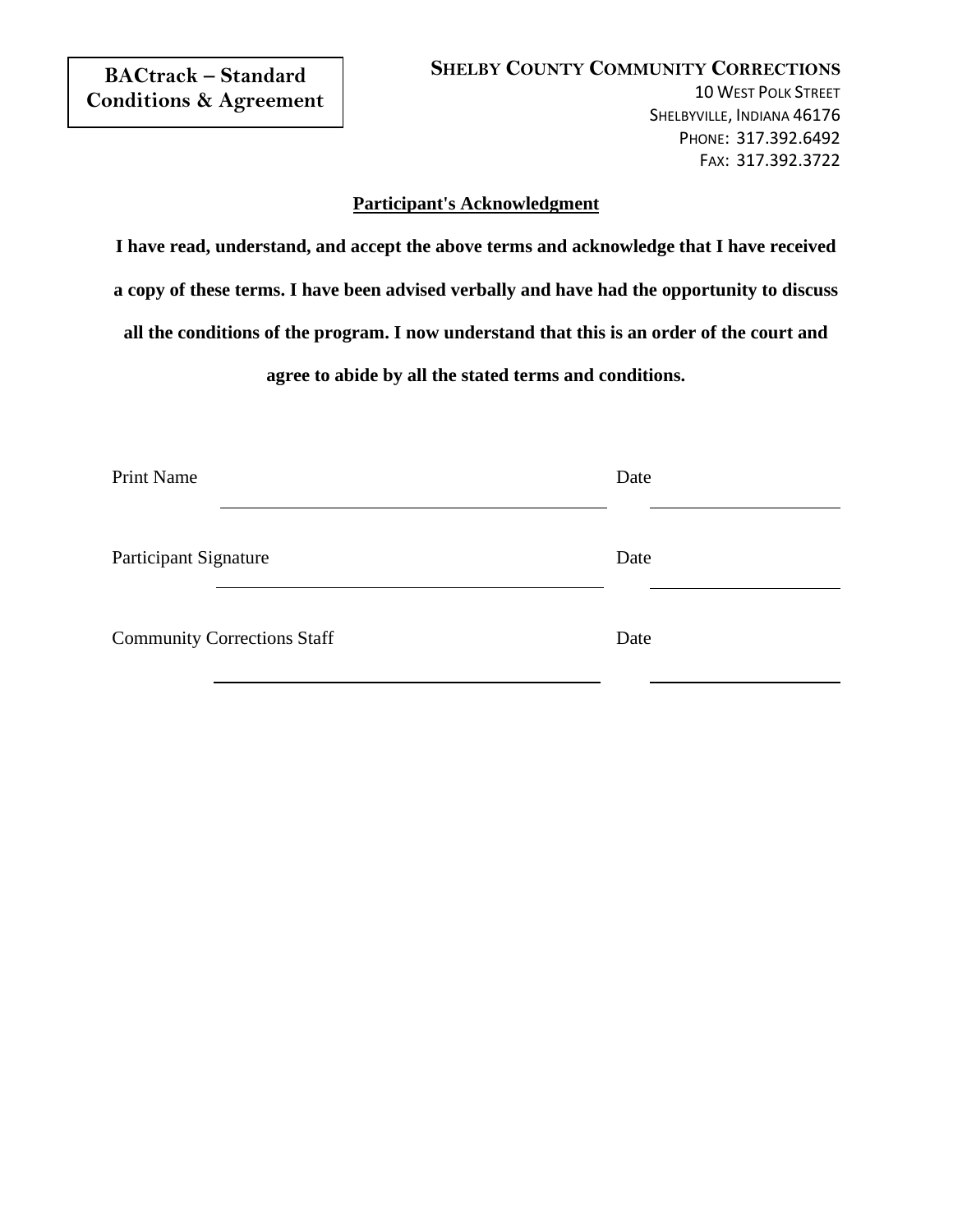**BACtrack – Standard Conditions & Agreement**

**SHELBY COUNTY COMMUNITY CORRECTIONS**
10 WEST POLK STREET
SHELBYVILLE, INDIANA 46176
PHONE: 317.392.6492
FAX: 317.392.3722

**Participant's Acknowledgment**

**I have read, understand, and accept the above terms and acknowledge that I have received a copy of these terms. I have been advised verbally and have had the opportunity to discuss all the conditions of the program. I now understand that this is an order of the court and agree to abide by all the stated terms and conditions.**

Print Name \_\_\_\_\_\_\_\_\_\_\_\_\_\_\_\_\_\_\_\_\_\_\_\_\_\_\_\_\_\_\_\_\_\_\_\_ Date \_\_\_\_\_\_\_\_\_\_\_\_\_\_\_\_\_\_

Participant Signature \_\_\_\_\_\_\_\_\_\_\_\_\_\_\_\_\_\_\_\_\_\_\_\_\_\_\_\_\_\_\_\_\_\_\_\_ Date \_\_\_\_\_\_\_\_\_\_\_\_\_\_\_\_\_\_

Community Corrections Staff \_\_\_\_\_\_\_\_\_\_\_\_\_\_\_\_\_\_\_\_\_\_\_\_\_\_\_\_\_\_\_\_\_\_\_\_ Date \_\_\_\_\_\_\_\_\_\_\_\_\_\_\_\_\_\_